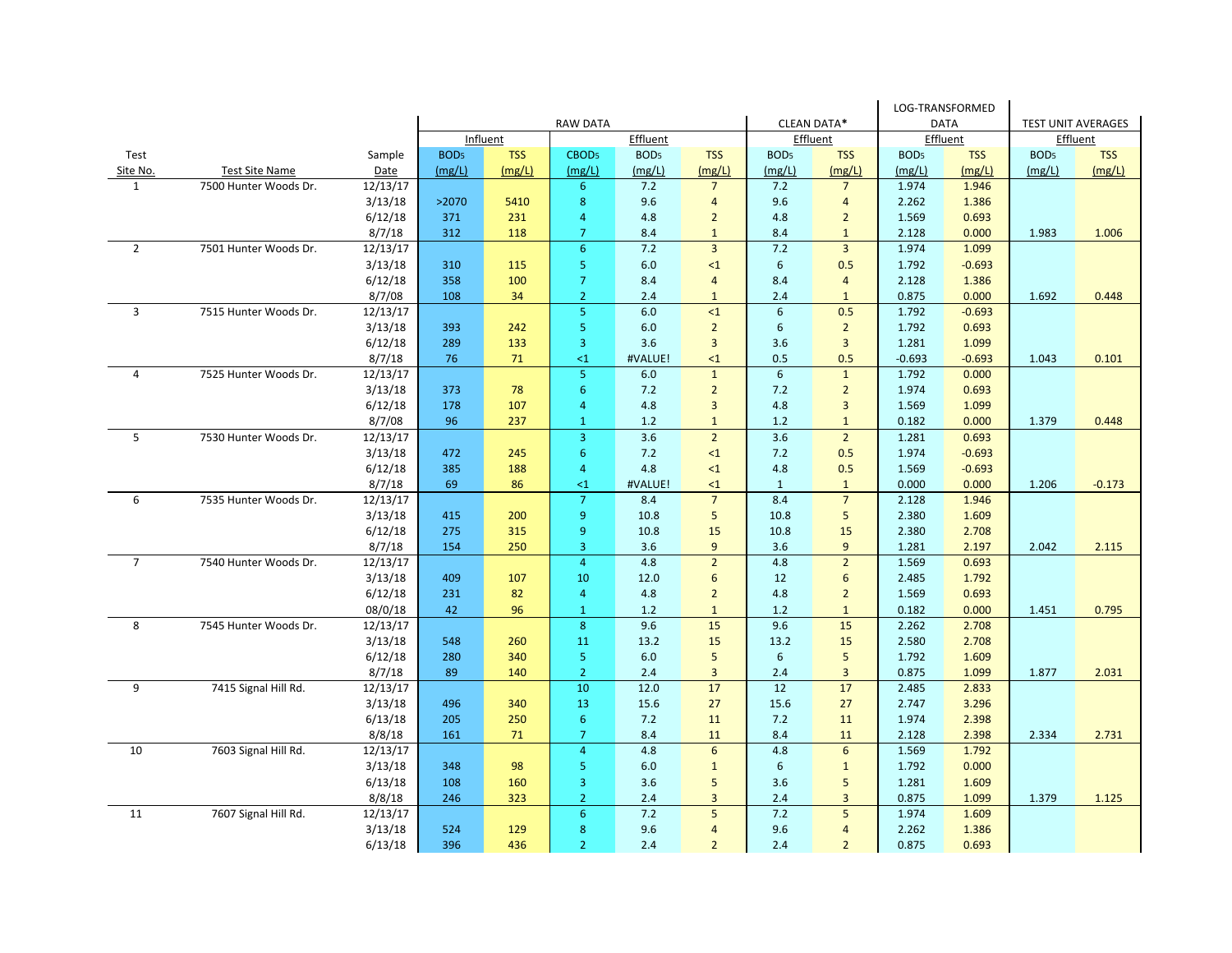| Test Site No. | Test Site Name | Sample Date | RAW DATA Influent $BOD_5$ (mg/L) | RAW DATA Influent TSS (mg/L) | RAW DATA Effluent $CBOD_5$ (mg/L) | RAW DATA Effluent $BOD_5$ (mg/L) | RAW DATA Effluent TSS (mg/L) | CLEAN DATA* Effluent $BOD_5$ (mg/L) | CLEAN DATA* Effluent TSS (mg/L) | LOG-TRANSFORMED DATA Effluent $BOD_5$ (mg/L) | LOG-TRANSFORMED DATA Effluent TSS (mg/L) | TEST UNIT AVERAGES Effluent $BOD_5$ (mg/L) | TEST UNIT AVERAGES Effluent TSS (mg/L) |
|---|---|---|---|---|---|---|---|---|---|---|---|---|---|
| 1 | 7500 Hunter Woods Dr. | 12/13/17 | | | 6 | 7.2 | 7 | 7.2 | 7 | 1.974 | 1.946 | | |
| | | 3/13/18 | >2070 | 5410 | 8 | 9.6 | 4 | 9.6 | 4 | 2.262 | 1.386 | | |
| | | 6/12/18 | 371 | 231 | 4 | 4.8 | 2 | 4.8 | 2 | 1.569 | 0.693 | | |
| | | 8/7/18 | 312 | 118 | 7 | 8.4 | 1 | 8.4 | 1 | 2.128 | 0.000 | 1.983 | 1.006 |
| 2 | 7501 Hunter Woods Dr. | 12/13/17 | | | 6 | 7.2 | 3 | 7.2 | 3 | 1.974 | 1.099 | | |
| | | 3/13/18 | 310 | 115 | 5 | 6.0 | <1 | 6 | 0.5 | 1.792 | -0.693 | | |
| | | 6/12/18 | 358 | 100 | 7 | 8.4 | 4 | 8.4 | 4 | 2.128 | 1.386 | | |
| | | 8/7/08 | 108 | 34 | 2 | 2.4 | 1 | 2.4 | 1 | 0.875 | 0.000 | 1.692 | 0.448 |
| 3 | 7515 Hunter Woods Dr. | 12/13/17 | | | 5 | 6.0 | <1 | 6 | 0.5 | 1.792 | -0.693 | | |
| | | 3/13/18 | 393 | 242 | 5 | 6.0 | 2 | 6 | 2 | 1.792 | 0.693 | | |
| | | 6/12/18 | 289 | 133 | 3 | 3.6 | 3 | 3.6 | 3 | 1.281 | 1.099 | | |
| | | 8/7/18 | 76 | 71 | <1 | #VALUE! | <1 | 0.5 | 0.5 | -0.693 | -0.693 | 1.043 | 0.101 |
| 4 | 7525 Hunter Woods Dr. | 12/13/17 | | | 5 | 6.0 | 1 | 6 | 1 | 1.792 | 0.000 | | |
| | | 3/13/18 | 373 | 78 | 6 | 7.2 | 2 | 7.2 | 2 | 1.974 | 0.693 | | |
| | | 6/12/18 | 178 | 107 | 4 | 4.8 | 3 | 4.8 | 3 | 1.569 | 1.099 | | |
| | | 8/7/08 | 96 | 237 | 1 | 1.2 | 1 | 1.2 | 1 | 0.182 | 0.000 | 1.379 | 0.448 |
| 5 | 7530 Hunter Woods Dr. | 12/13/17 | | | 3 | 3.6 | 2 | 3.6 | 2 | 1.281 | 0.693 | | |
| | | 3/13/18 | 472 | 245 | 6 | 7.2 | <1 | 7.2 | 0.5 | 1.974 | -0.693 | | |
| | | 6/12/18 | 385 | 188 | 4 | 4.8 | <1 | 4.8 | 0.5 | 1.569 | -0.693 | | |
| | | 8/7/18 | 69 | 86 | <1 | #VALUE! | <1 | 1 | 1 | 0.000 | 0.000 | 1.206 | -0.173 |
| 6 | 7535 Hunter Woods Dr. | 12/13/17 | | | 7 | 8.4 | 7 | 8.4 | 7 | 2.128 | 1.946 | | |
| | | 3/13/18 | 415 | 200 | 9 | 10.8 | 5 | 10.8 | 5 | 2.380 | 1.609 | | |
| | | 6/12/18 | 275 | 315 | 9 | 10.8 | 15 | 10.8 | 15 | 2.380 | 2.708 | | |
| | | 8/7/18 | 154 | 250 | 3 | 3.6 | 9 | 3.6 | 9 | 1.281 | 2.197 | 2.042 | 2.115 |
| 7 | 7540 Hunter Woods Dr. | 12/13/17 | | | 4 | 4.8 | 2 | 4.8 | 2 | 1.569 | 0.693 | | |
| | | 3/13/18 | 409 | 107 | 10 | 12.0 | 6 | 12 | 6 | 2.485 | 1.792 | | |
| | | 6/12/18 | 231 | 82 | 4 | 4.8 | 2 | 4.8 | 2 | 1.569 | 0.693 | | |
| | | 08/0/18 | 42 | 96 | 1 | 1.2 | 1 | 1.2 | 1 | 0.182 | 0.000 | 1.451 | 0.795 |
| 8 | 7545 Hunter Woods Dr. | 12/13/17 | | | 8 | 9.6 | 15 | 9.6 | 15 | 2.262 | 2.708 | | |
| | | 3/13/18 | 548 | 260 | 11 | 13.2 | 15 | 13.2 | 15 | 2.580 | 2.708 | | |
| | | 6/12/18 | 280 | 340 | 5 | 6.0 | 5 | 6 | 5 | 1.792 | 1.609 | | |
| | | 8/7/18 | 89 | 140 | 2 | 2.4 | 3 | 2.4 | 3 | 0.875 | 1.099 | 1.877 | 2.031 |
| 9 | 7415 Signal Hill Rd. | 12/13/17 | | | 10 | 12.0 | 17 | 12 | 17 | 2.485 | 2.833 | | |
| | | 3/13/18 | 496 | 340 | 13 | 15.6 | 27 | 15.6 | 27 | 2.747 | 3.296 | | |
| | | 6/13/18 | 205 | 250 | 6 | 7.2 | 11 | 7.2 | 11 | 1.974 | 2.398 | | |
| | | 8/8/18 | 161 | 71 | 7 | 8.4 | 11 | 8.4 | 11 | 2.128 | 2.398 | 2.334 | 2.731 |
| 10 | 7603 Signal Hill Rd. | 12/13/17 | | | 4 | 4.8 | 6 | 4.8 | 6 | 1.569 | 1.792 | | |
| | | 3/13/18 | 348 | 98 | 5 | 6.0 | 1 | 6 | 1 | 1.792 | 0.000 | | |
| | | 6/13/18 | 108 | 160 | 3 | 3.6 | 5 | 3.6 | 5 | 1.281 | 1.609 | | |
| | | 8/8/18 | 246 | 323 | 2 | 2.4 | 3 | 2.4 | 3 | 0.875 | 1.099 | 1.379 | 1.125 |
| 11 | 7607 Signal Hill Rd. | 12/13/17 | | | 6 | 7.2 | 5 | 7.2 | 5 | 1.974 | 1.609 | | |
| | | 3/13/18 | 524 | 129 | 8 | 9.6 | 4 | 9.6 | 4 | 2.262 | 1.386 | | |
| | | 6/13/18 | 396 | 436 | 2 | 2.4 | 2 | 2.4 | 2 | 0.875 | 0.693 | | |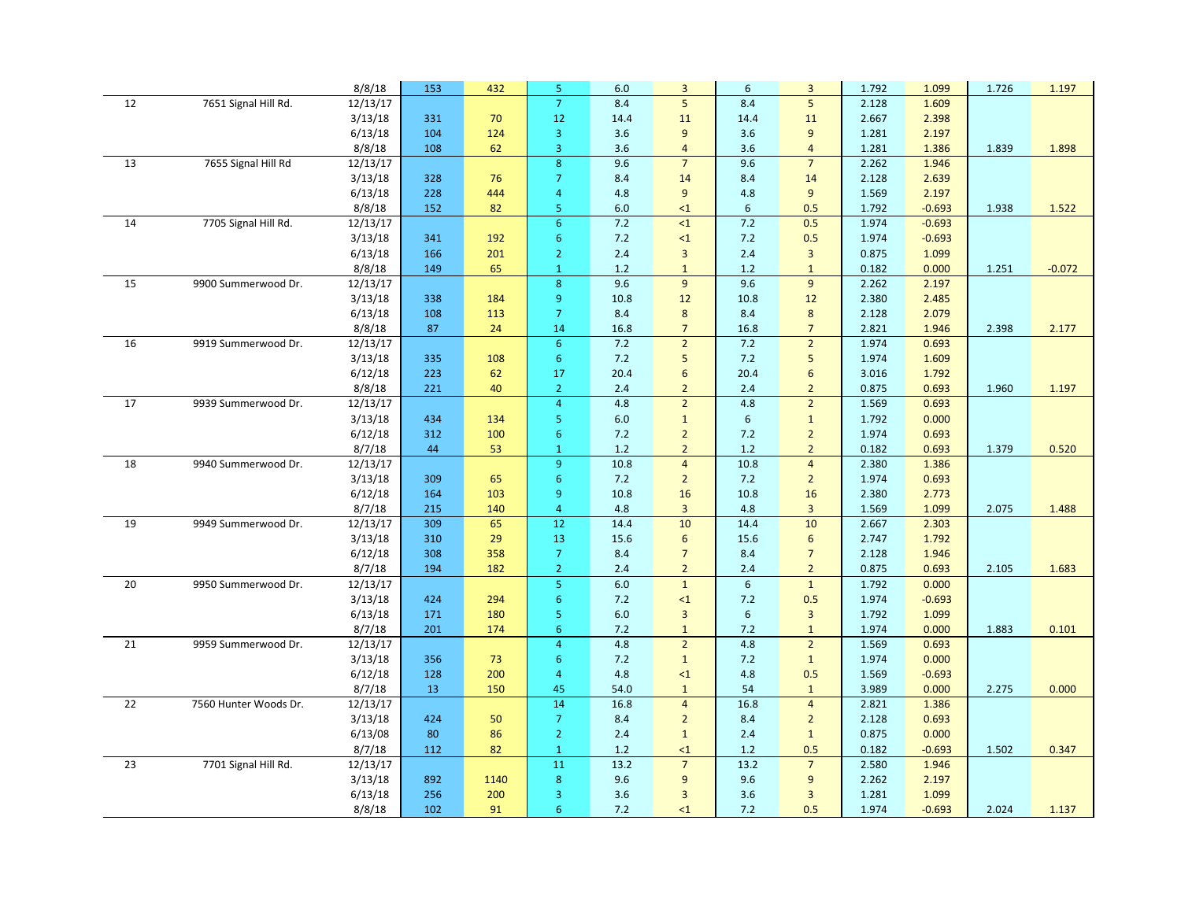| | | | | | | | | | | | | |
|---|---|---|---|---|---|---|---|---|---|---|---|---|
| | | 8/8/18 | 153 | 432 | 5 | 6.0 | 3 | 6 | 3 | 1.792 | 1.099 | 1.726 | 1.197 |
| 12 | 7651 Signal Hill Rd. | 12/13/17 | | | 7 | 8.4 | 5 | 8.4 | 5 | 2.128 | 1.609 | | |
| | | 3/13/18 | 331 | 70 | 12 | 14.4 | 11 | 14.4 | 11 | 2.667 | 2.398 | | |
| | | 6/13/18 | 104 | 124 | 3 | 3.6 | 9 | 3.6 | 9 | 1.281 | 2.197 | | |
| | | 8/8/18 | 108 | 62 | 3 | 3.6 | 4 | 3.6 | 4 | 1.281 | 1.386 | 1.839 | 1.898 |
| 13 | 7655 Signal Hill Rd | 12/13/17 | | | 8 | 9.6 | 7 | 9.6 | 7 | 2.262 | 1.946 | | |
| | | 3/13/18 | 328 | 76 | 7 | 8.4 | 14 | 8.4 | 14 | 2.128 | 2.639 | | |
| | | 6/13/18 | 228 | 444 | 4 | 4.8 | 9 | 4.8 | 9 | 1.569 | 2.197 | | |
| | | 8/8/18 | 152 | 82 | 5 | 6.0 | <1 | 6 | 0.5 | 1.792 | -0.693 | 1.938 | 1.522 |
| 14 | 7705 Signal Hill Rd. | 12/13/17 | | | 6 | 7.2 | <1 | 7.2 | 0.5 | 1.974 | -0.693 | | |
| | | 3/13/18 | 341 | 192 | 6 | 7.2 | <1 | 7.2 | 0.5 | 1.974 | -0.693 | | |
| | | 6/13/18 | 166 | 201 | 2 | 2.4 | 3 | 2.4 | 3 | 0.875 | 1.099 | | |
| | | 8/8/18 | 149 | 65 | 1 | 1.2 | 1 | 1.2 | 1 | 0.182 | 0.000 | 1.251 | -0.072 |
| 15 | 9900 Summerwood Dr. | 12/13/17 | | | 8 | 9.6 | 9 | 9.6 | 9 | 2.262 | 2.197 | | |
| | | 3/13/18 | 338 | 184 | 9 | 10.8 | 12 | 10.8 | 12 | 2.380 | 2.485 | | |
| | | 6/13/18 | 108 | 113 | 7 | 8.4 | 8 | 8.4 | 8 | 2.128 | 2.079 | | |
| | | 8/8/18 | 87 | 24 | 14 | 16.8 | 7 | 16.8 | 7 | 2.821 | 1.946 | 2.398 | 2.177 |
| 16 | 9919 Summerwood Dr. | 12/13/17 | | | 6 | 7.2 | 2 | 7.2 | 2 | 1.974 | 0.693 | | |
| | | 3/13/18 | 335 | 108 | 6 | 7.2 | 5 | 7.2 | 5 | 1.974 | 1.609 | | |
| | | 6/12/18 | 223 | 62 | 17 | 20.4 | 6 | 20.4 | 6 | 3.016 | 1.792 | | |
| | | 8/8/18 | 221 | 40 | 2 | 2.4 | 2 | 2.4 | 2 | 0.875 | 0.693 | 1.960 | 1.197 |
| 17 | 9939 Summerwood Dr. | 12/13/17 | | | 4 | 4.8 | 2 | 4.8 | 2 | 1.569 | 0.693 | | |
| | | 3/13/18 | 434 | 134 | 5 | 6.0 | 1 | 6 | 1 | 1.792 | 0.000 | | |
| | | 6/12/18 | 312 | 100 | 6 | 7.2 | 2 | 7.2 | 2 | 1.974 | 0.693 | | |
| | | 8/7/18 | 44 | 53 | 1 | 1.2 | 2 | 1.2 | 2 | 0.182 | 0.693 | 1.379 | 0.520 |
| 18 | 9940 Summerwood Dr. | 12/13/17 | | | 9 | 10.8 | 4 | 10.8 | 4 | 2.380 | 1.386 | | |
| | | 3/13/18 | 309 | 65 | 6 | 7.2 | 2 | 7.2 | 2 | 1.974 | 0.693 | | |
| | | 6/12/18 | 164 | 103 | 9 | 10.8 | 16 | 10.8 | 16 | 2.380 | 2.773 | | |
| | | 8/7/18 | 215 | 140 | 4 | 4.8 | 3 | 4.8 | 3 | 1.569 | 1.099 | 2.075 | 1.488 |
| 19 | 9949 Summerwood Dr. | 12/13/17 | 309 | 65 | 12 | 14.4 | 10 | 14.4 | 10 | 2.667 | 2.303 | | |
| | | 3/13/18 | 310 | 29 | 13 | 15.6 | 6 | 15.6 | 6 | 2.747 | 1.792 | | |
| | | 6/12/18 | 308 | 358 | 7 | 8.4 | 7 | 8.4 | 7 | 2.128 | 1.946 | | |
| | | 8/7/18 | 194 | 182 | 2 | 2.4 | 2 | 2.4 | 2 | 0.875 | 0.693 | 2.105 | 1.683 |
| 20 | 9950 Summerwood Dr. | 12/13/17 | | | 5 | 6.0 | 1 | 6 | 1 | 1.792 | 0.000 | | |
| | | 3/13/18 | 424 | 294 | 6 | 7.2 | <1 | 7.2 | 0.5 | 1.974 | -0.693 | | |
| | | 6/13/18 | 171 | 180 | 5 | 6.0 | 3 | 6 | 3 | 1.792 | 1.099 | | |
| | | 8/7/18 | 201 | 174 | 6 | 7.2 | 1 | 7.2 | 1 | 1.974 | 0.000 | 1.883 | 0.101 |
| 21 | 9959 Summerwood Dr. | 12/13/17 | | | 4 | 4.8 | 2 | 4.8 | 2 | 1.569 | 0.693 | | |
| | | 3/13/18 | 356 | 73 | 6 | 7.2 | 1 | 7.2 | 1 | 1.974 | 0.000 | | |
| | | 6/12/18 | 128 | 200 | 4 | 4.8 | <1 | 4.8 | 0.5 | 1.569 | -0.693 | | |
| | | 8/7/18 | 13 | 150 | 45 | 54.0 | 1 | 54 | 1 | 3.989 | 0.000 | 2.275 | 0.000 |
| 22 | 7560 Hunter Woods Dr. | 12/13/17 | | | 14 | 16.8 | 4 | 16.8 | 4 | 2.821 | 1.386 | | |
| | | 3/13/18 | 424 | 50 | 7 | 8.4 | 2 | 8.4 | 2 | 2.128 | 0.693 | | |
| | | 6/13/08 | 80 | 86 | 2 | 2.4 | 1 | 2.4 | 1 | 0.875 | 0.000 | | |
| | | 8/7/18 | 112 | 82 | 1 | 1.2 | <1 | 1.2 | 0.5 | 0.182 | -0.693 | 1.502 | 0.347 |
| 23 | 7701 Signal Hill Rd. | 12/13/17 | | | 11 | 13.2 | 7 | 13.2 | 7 | 2.580 | 1.946 | | |
| | | 3/13/18 | 892 | 1140 | 8 | 9.6 | 9 | 9.6 | 9 | 2.262 | 2.197 | | |
| | | 6/13/18 | 256 | 200 | 3 | 3.6 | 3 | 3.6 | 3 | 1.281 | 1.099 | | |
| | | 8/8/18 | 102 | 91 | 6 | 7.2 | <1 | 7.2 | 0.5 | 1.974 | -0.693 | 2.024 | 1.137 |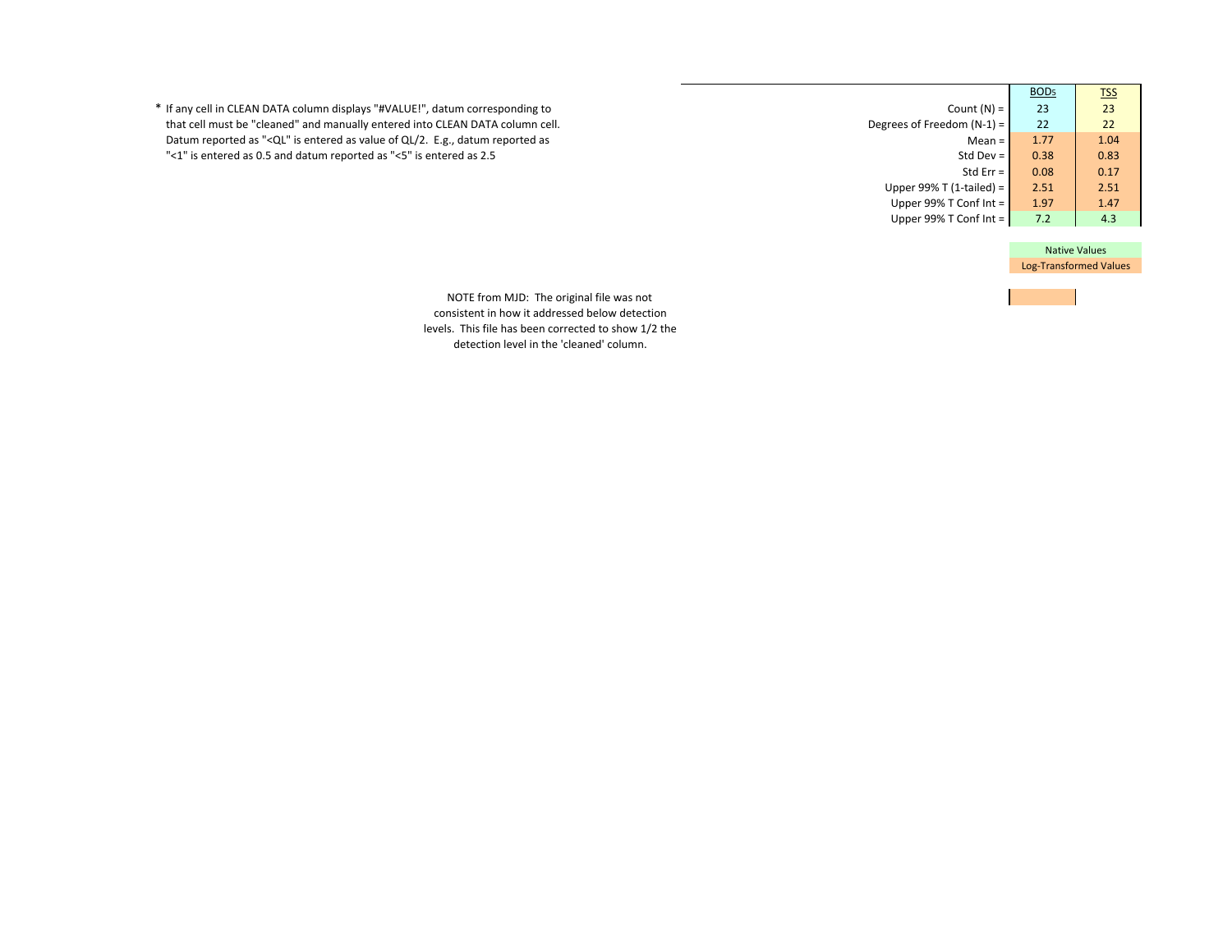\* If any cell in CLEAN DATA column displays "#VALUE!", datum corresponding to that cell must be "cleaned" and manually entered into CLEAN DATA column cell. Datum reported as "<QL" is entered as value of QL/2. E.g., datum reported as "<1" is entered as 0.5 and datum reported as "<5" is entered as 2.5

| | $BOD_5$ | TSS |
|---|---|---|
| Count (N) = | 23 | 23 |
| Degrees of Freedom (N-1) = | 22 | 22 |
| Mean = | 1.77 | 1.04 |
| Std Dev = | 0.38 | 0.83 |
| Std Err = | 0.08 | 0.17 |
| Upper 99% T (1-tailed) = | 2.51 | 2.51 |
| Upper 99% T Conf Int = | 1.97 | 1.47 |
| Upper 99% T Conf Int = | 7.2 | 4.3 |

Native Values

Log-Transformed Values

NOTE from MJD: The original file was not consistent in how it addressed below detection levels. This file has been corrected to show 1/2 the detection level in the 'cleaned' column.